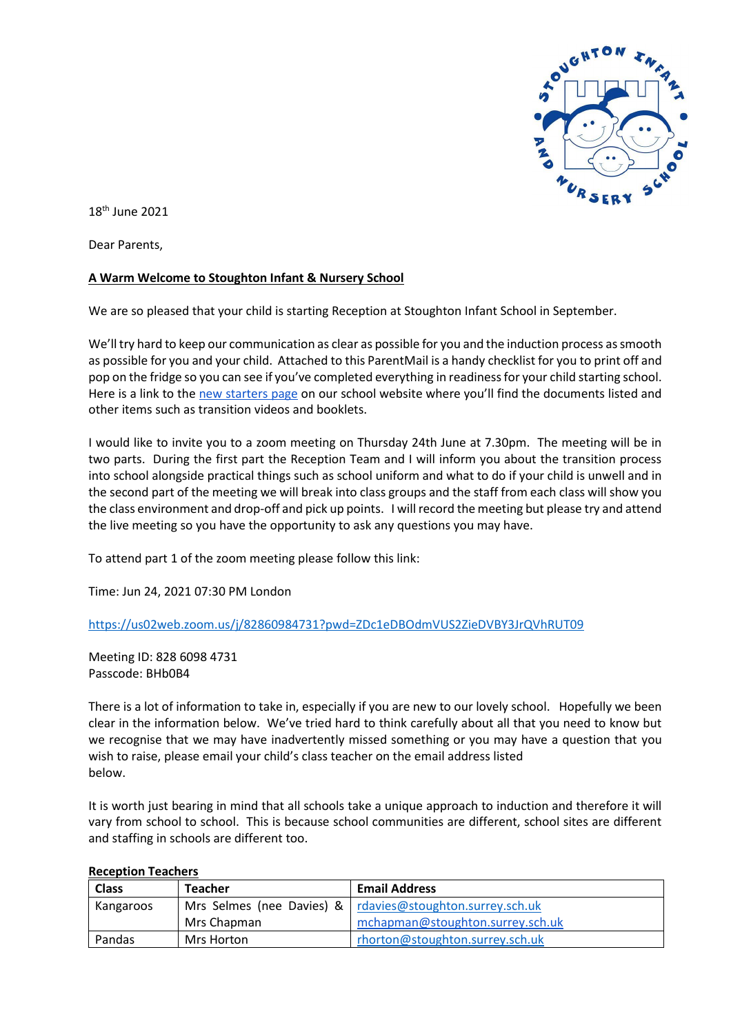18th June 2021

Dear Parents,

**A Warm Welcome to Stoughton Infant & Nursery School**

We are so pleased that your child is starting Reception at Stoughton Infant School in September.

We'll try hard to keep our communication as clear as possible for you and the induction process as smooth as possible for you and your child. Attached to this ParentMail is a handy checklist for you to print off and pop on the fridge so you can see if you've completed everything in readiness for your child starting school. Here is a link to the new starters page on our school website where you'll find the documents listed and other items such as transition videos and booklets.

I would like to invite you to a zoom meeting on Thursday 24th June at 7.30pm. The meeting will be in two parts. During the first part the Reception Team and I will inform you about the transition process into school alongside practical things such as school uniform and what to do if your child is unwell and in the second part of the meeting we will break into class groups and the staff from each class will show you the class environment and drop-off and pick up points. I will record the meeting but please try and attend the live meeting so you have the opportunity to ask any questions you may have.

To attend part 1 of the zoom meeting please follow this link:

Time: Jun 24, 2021 07:30 PM London

https://us02web.zoom.us/j/82860984731?pwd=ZDc1eDBOdmVUS2ZieDVBY3JrQVhRUT09

Meeting ID: 828 6098 4731
Passcode: BHb0B4

There is a lot of information to take in, especially if you are new to our lovely school. Hopefully we been clear in the information below. We've tried hard to think carefully about all that you need to know but we recognise that we may have inadvertently missed something or you may have a question that you wish to raise, please email your child's class teacher on the email address listed below.

It is worth just bearing in mind that all schools take a unique approach to induction and therefore it will vary from school to school. This is because school communities are different, school sites are different and staffing in schools are different too.

**Reception Teachers**

| Class | Teacher | Email Address |
|---|---|---|
| Kangaroos | Mrs Selmes (nee Davies) & Mrs Chapman | rdavies@stoughton.surrey.sch.uk mchapman@stoughton.surrey.sch.uk |
| Pandas | Mrs Horton | rhorton@stoughton.surrey.sch.uk |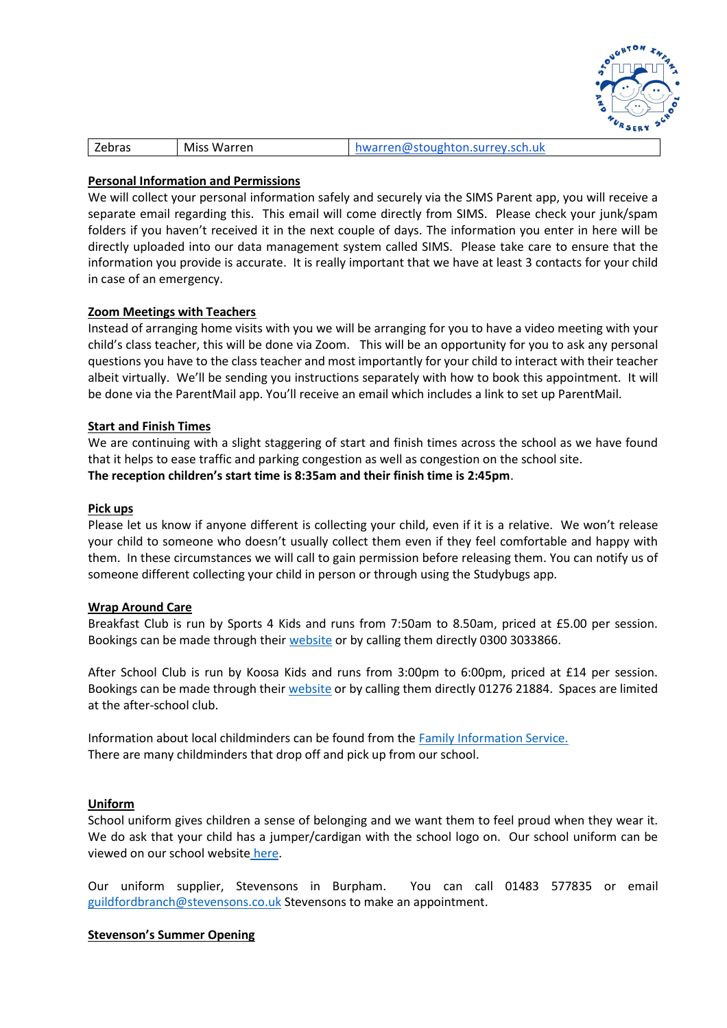| Zebras | Miss Warren | hwarren@stoughton.surrey.sch.uk |
| --- | --- | --- |

**Personal Information and Permissions**

We will collect your personal information safely and securely via the SIMS Parent app, you will receive a separate email regarding this. This email will come directly from SIMS. Please check your junk/spam folders if you haven't received it in the next couple of days. The information you enter in here will be directly uploaded into our data management system called SIMS. Please take care to ensure that the information you provide is accurate. It is really important that we have at least 3 contacts for your child in case of an emergency.

**Zoom Meetings with Teachers**

Instead of arranging home visits with you we will be arranging for you to have a video meeting with your child's class teacher, this will be done via Zoom. This will be an opportunity for you to ask any personal questions you have to the class teacher and most importantly for your child to interact with their teacher albeit virtually. We'll be sending you instructions separately with how to book this appointment. It will be done via the ParentMail app. You'll receive an email which includes a link to set up ParentMail.

**Start and Finish Times**

We are continuing with a slight staggering of start and finish times across the school as we have found that it helps to ease traffic and parking congestion as well as congestion on the school site.
**The reception children's start time is 8:35am and their finish time is 2:45pm**.

**Pick ups**

Please let us know if anyone different is collecting your child, even if it is a relative. We won't release your child to someone who doesn't usually collect them even if they feel comfortable and happy with them. In these circumstances we will call to gain permission before releasing them. You can notify us of someone different collecting your child in person or through using the Studybugs app.

**Wrap Around Care**

Breakfast Club is run by Sports 4 Kids and runs from 7:50am to 8.50am, priced at £5.00 per session. Bookings can be made through their website or by calling them directly 0300 3033866.

After School Club is run by Koosa Kids and runs from 3:00pm to 6:00pm, priced at £14 per session. Bookings can be made through their website or by calling them directly 01276 21884. Spaces are limited at the after-school club.

Information about local childminders can be found from the Family Information Service.
There are many childminders that drop off and pick up from our school.

**Uniform**

School uniform gives children a sense of belonging and we want them to feel proud when they wear it. We do ask that your child has a jumper/cardigan with the school logo on. Our school uniform can be viewed on our school website here.

Our uniform supplier, Stevensons in Burpham. You can call 01483 577835 or email guildfordbranch@stevensons.co.uk Stevensons to make an appointment.

**Stevenson's Summer Opening**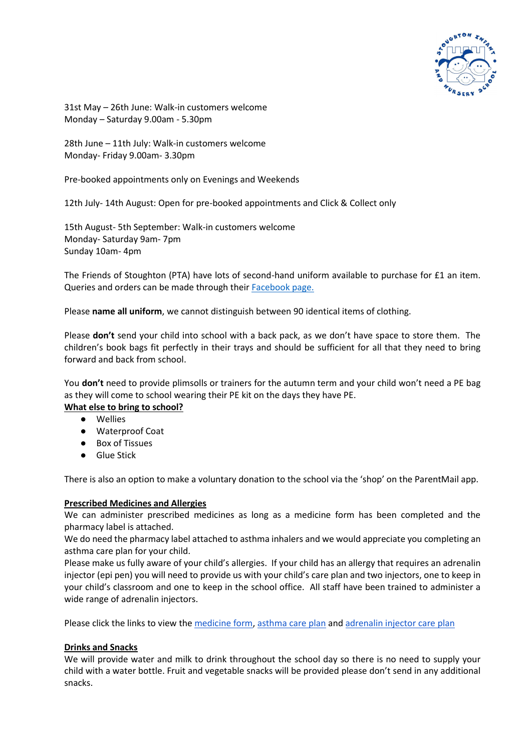31st May – 26th June: Walk-in customers welcome
Monday – Saturday 9.00am - 5.30pm

28th June – 11th July: Walk-in customers welcome
Monday- Friday 9.00am- 3.30pm

Pre-booked appointments only on Evenings and Weekends

12th July- 14th August: Open for pre-booked appointments and Click & Collect only

15th August- 5th September: Walk-in customers welcome
Monday- Saturday 9am- 7pm
Sunday 10am- 4pm

The Friends of Stoughton (PTA) have lots of second-hand uniform available to purchase for £1 an item. Queries and orders can be made through their [Facebook page.]

Please **name all uniform**, we cannot distinguish between 90 identical items of clothing.

Please **don't** send your child into school with a back pack, as we don't have space to store them. The children's book bags fit perfectly in their trays and should be sufficient for all that they need to bring forward and back from school.

You **don't** need to provide plimsolls or trainers for the autumn term and your child won't need a PE bag as they will come to school wearing their PE kit on the days they have PE.

**What else to bring to school?**

- Wellies
- Waterproof Coat
- Box of Tissues
- Glue Stick

There is also an option to make a voluntary donation to the school via the 'shop' on the ParentMail app.

**Prescribed Medicines and Allergies**

We can administer prescribed medicines as long as a medicine form has been completed and the pharmacy label is attached.

We do need the pharmacy label attached to asthma inhalers and we would appreciate you completing an asthma care plan for your child.

Please make us fully aware of your child's allergies. If your child has an allergy that requires an adrenalin injector (epi pen) you will need to provide us with your child's care plan and two injectors, one to keep in your child's classroom and one to keep in the school office. All staff have been trained to administer a wide range of adrenalin injectors.

Please click the links to view the medicine form, asthma care plan and adrenalin injector care plan

**Drinks and Snacks**

We will provide water and milk to drink throughout the school day so there is no need to supply your child with a water bottle. Fruit and vegetable snacks will be provided please don't send in any additional snacks.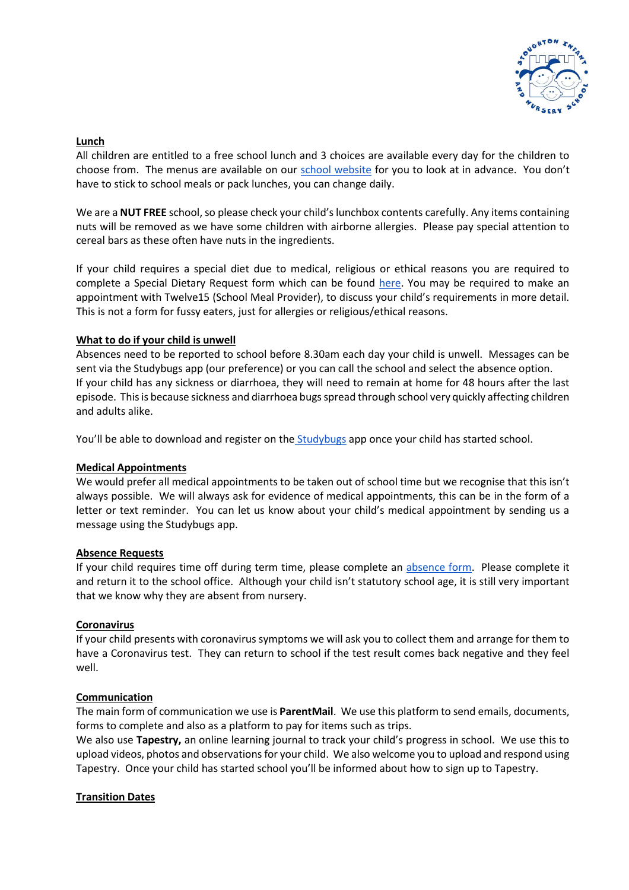**Lunch**

All children are entitled to a free school lunch and 3 choices are available every day for the children to choose from. The menus are available on our school website for you to look at in advance. You don't have to stick to school meals or pack lunches, you can change daily.

We are a **NUT FREE** school, so please check your child's lunchbox contents carefully. Any items containing nuts will be removed as we have some children with airborne allergies. Please pay special attention to cereal bars as these often have nuts in the ingredients.

If your child requires a special diet due to medical, religious or ethical reasons you are required to complete a Special Dietary Request form which can be found here. You may be required to make an appointment with Twelve15 (School Meal Provider), to discuss your child's requirements in more detail. This is not a form for fussy eaters, just for allergies or religious/ethical reasons.

**What to do if your child is unwell**

Absences need to be reported to school before 8.30am each day your child is unwell. Messages can be sent via the Studybugs app (our preference) or you can call the school and select the absence option.
If your child has any sickness or diarrhoea, they will need to remain at home for 48 hours after the last episode. This is because sickness and diarrhoea bugs spread through school very quickly affecting children and adults alike.

You'll be able to download and register on the Studybugs app once your child has started school.

**Medical Appointments**

We would prefer all medical appointments to be taken out of school time but we recognise that this isn't always possible. We will always ask for evidence of medical appointments, this can be in the form of a letter or text reminder. You can let us know about your child's medical appointment by sending us a message using the Studybugs app.

**Absence Requests**

If your child requires time off during term time, please complete an absence form. Please complete it and return it to the school office. Although your child isn't statutory school age, it is still very important that we know why they are absent from nursery.

**Coronavirus**

If your child presents with coronavirus symptoms we will ask you to collect them and arrange for them to have a Coronavirus test. They can return to school if the test result comes back negative and they feel well.

**Communication**

The main form of communication we use is **ParentMail**. We use this platform to send emails, documents, forms to complete and also as a platform to pay for items such as trips.
We also use **Tapestry,** an online learning journal to track your child's progress in school. We use this to upload videos, photos and observations for your child. We also welcome you to upload and respond using Tapestry. Once your child has started school you'll be informed about how to sign up to Tapestry.

**Transition Dates**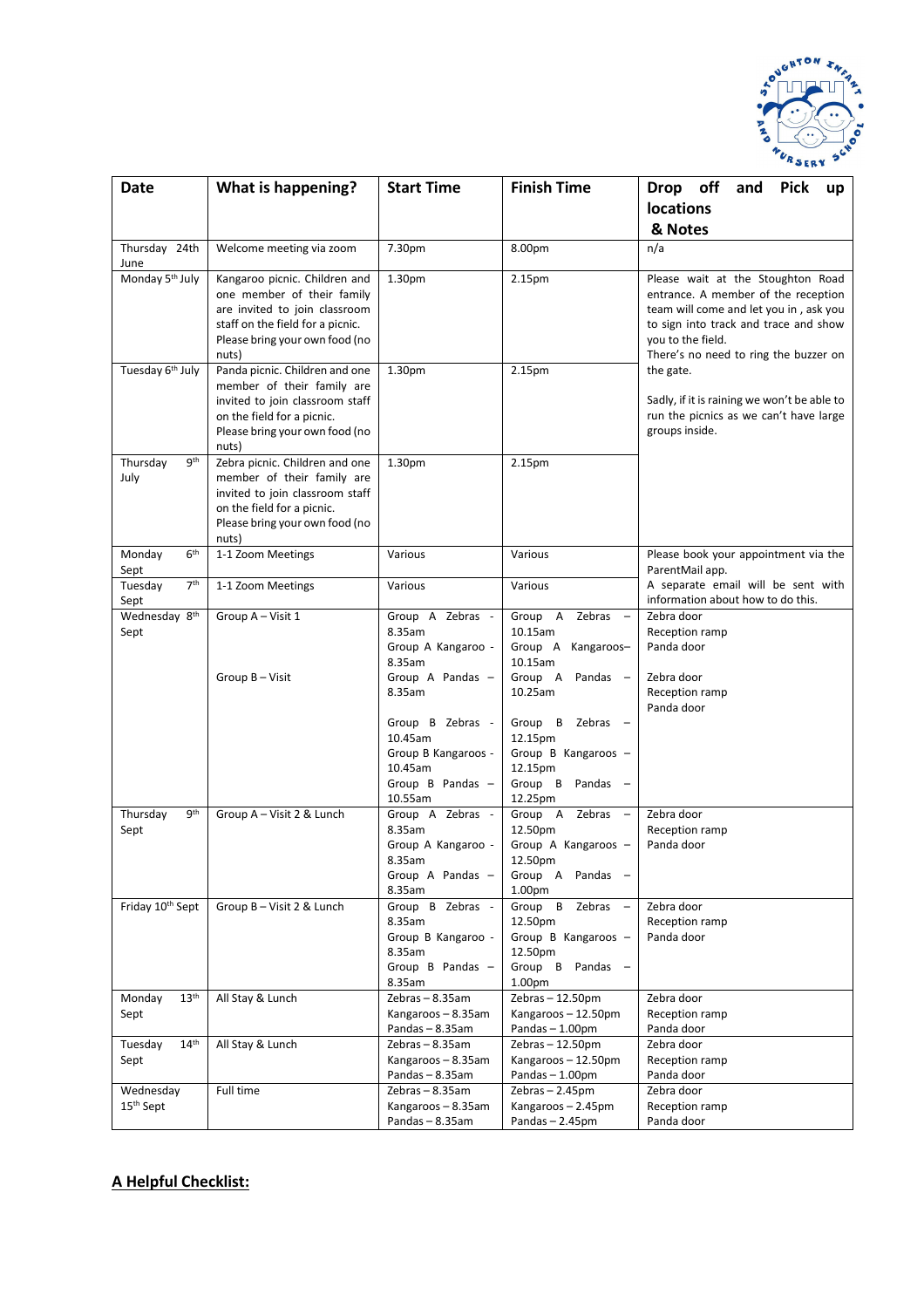| Date | What is happening? | Start Time | Finish Time | Drop off and Pick up locations & Notes |
|---|---|---|---|---|
| Thursday 24th June | Welcome meeting via zoom | 7.30pm | 8.00pm | n/a |
| Monday 5th July | Kangaroo picnic. Children and one member of their family are invited to join classroom staff on the field for a picnic. Please bring your own food (no nuts) | 1.30pm | 2.15pm | Please wait at the Stoughton Road entrance. A member of the reception team will come and let you in , ask you to sign into track and trace and show you to the field. There's no need to ring the buzzer on the gate. Sadly, if it is raining we won't be able to run the picnics as we can't have large groups inside. |
| Tuesday 6th July | Panda picnic. Children and one member of their family are invited to join classroom staff on the field for a picnic. Please bring your own food (no nuts) | 1.30pm | 2.15pm | |
| Thursday 9th July | Zebra picnic. Children and one member of their family are invited to join classroom staff on the field for a picnic. Please bring your own food (no nuts) | 1.30pm | 2.15pm | |
| Monday 6th Sept | 1-1 Zoom Meetings | Various | Various | Please book your appointment via the ParentMail app. A separate email will be sent with information about how to do this. |
| Tuesday 7th Sept | 1-1 Zoom Meetings | Various | Various | |
| Wednesday 8th Sept | Group A – Visit 1<br><br>Group B – Visit | Group A Zebras - 8.35am<br>Group A Kangaroo - 8.35am<br>Group A Pandas – 8.35am<br><br>Group B Zebras - 10.45am<br>Group B Kangaroos - 10.45am<br>Group B Pandas – 10.55am | Group A Zebras – 10.15am<br>Group A Kangaroos– 10.15am<br>Group A Pandas – 10.25am<br><br>Group B Zebras – 12.15pm<br>Group B Kangaroos – 12.15pm<br>Group B Pandas – 12.25pm | Zebra door<br>Reception ramp<br>Panda door<br><br>Zebra door<br>Reception ramp<br>Panda door |
| Thursday 9th Sept | Group A – Visit 2 & Lunch | Group A Zebras - 8.35am<br>Group A Kangaroo - 8.35am<br>Group A Pandas – 8.35am | Group A Zebras – 12.50pm<br>Group A Kangaroos – 12.50pm<br>Group A Pandas – 1.00pm | Zebra door<br>Reception ramp<br>Panda door |
| Friday 10th Sept | Group B – Visit 2 & Lunch | Group B Zebras - 8.35am<br>Group B Kangaroo - 8.35am<br>Group B Pandas – 8.35am | Group B Zebras – 12.50pm<br>Group B Kangaroos – 12.50pm<br>Group B Pandas – 1.00pm | Zebra door<br>Reception ramp<br>Panda door |
| Monday 13th Sept | All Stay & Lunch | Zebras – 8.35am<br>Kangaroos – 8.35am<br>Pandas – 8.35am | Zebras – 12.50pm<br>Kangaroos – 12.50pm<br>Pandas – 1.00pm | Zebra door<br>Reception ramp<br>Panda door |
| Tuesday 14th Sept | All Stay & Lunch | Zebras – 8.35am<br>Kangaroos – 8.35am<br>Pandas – 8.35am | Zebras – 12.50pm<br>Kangaroos – 12.50pm<br>Pandas – 1.00pm | Zebra door<br>Reception ramp<br>Panda door |
| Wednesday 15th Sept | Full time | Zebras – 8.35am<br>Kangaroos – 8.35am<br>Pandas – 8.35am | Zebras – 2.45pm<br>Kangaroos – 2.45pm<br>Pandas – 2.45pm | Zebra door<br>Reception ramp<br>Panda door |

## **A Helpful Checklist:**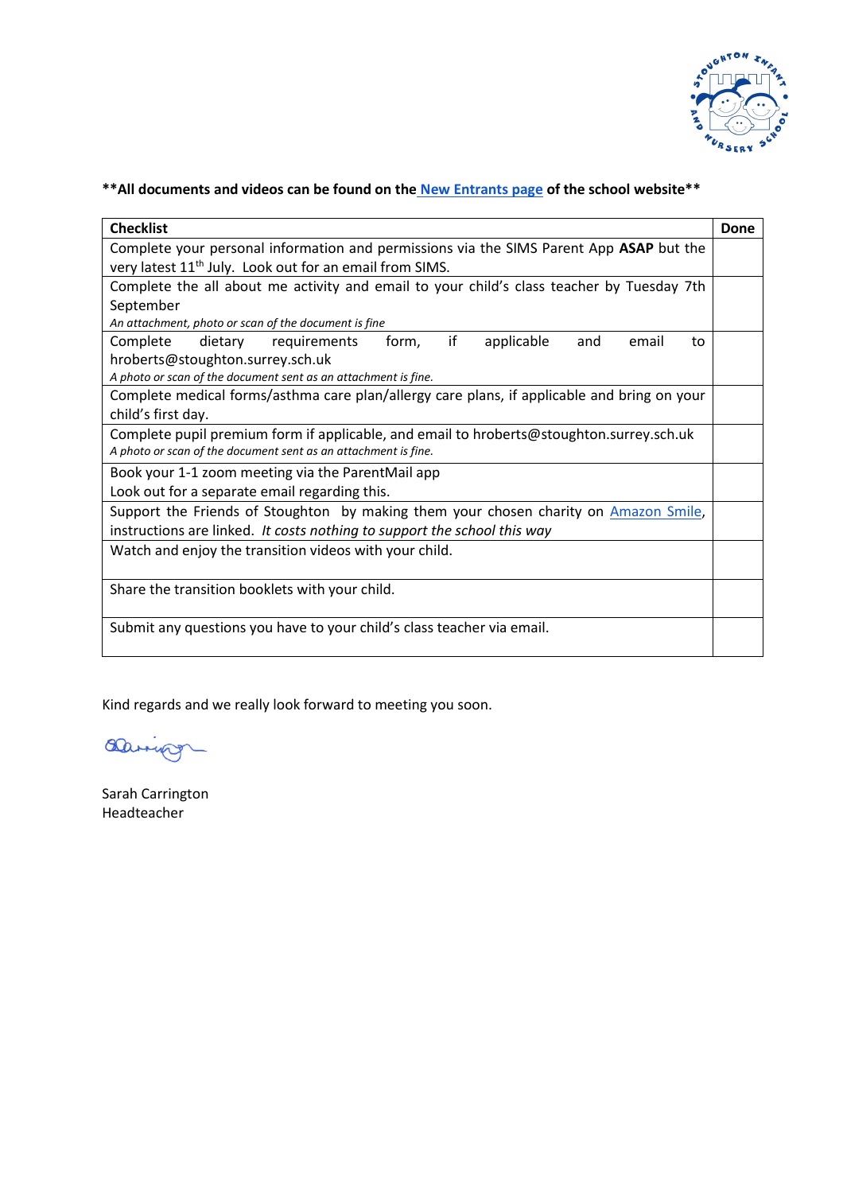**All documents and videos can be found on the New Entrants page of the school website**

| Checklist | Done |
|---|---|
| Complete your personal information and permissions via the SIMS Parent App **ASAP** but the very latest 11th July. Look out for an email from SIMS. | |
| Complete the all about me activity and email to your child's class teacher by Tuesday 7th September<br>*An attachment, photo or scan of the document is fine* | |
| Complete dietary requirements form, if applicable and email to hroberts@stoughton.surrey.sch.uk<br>*A photo or scan of the document sent as an attachment is fine.* | |
| Complete medical forms/asthma care plan/allergy care plans, if applicable and bring on your child's first day. | |
| Complete pupil premium form if applicable, and email to hroberts@stoughton.surrey.sch.uk<br>*A photo or scan of the document sent as an attachment is fine.* | |
| Book your 1-1 zoom meeting via the ParentMail app<br>Look out for a separate email regarding this. | |
| Support the Friends of Stoughton by making them your chosen charity on Amazon Smile, instructions are linked. *It costs nothing to support the school this way* | |
| Watch and enjoy the transition videos with your child. | |
| Share the transition booklets with your child. | |
| Submit any questions you have to your child's class teacher via email. | |

Kind regards and we really look forward to meeting you soon.

Sarah Carrington
Headteacher